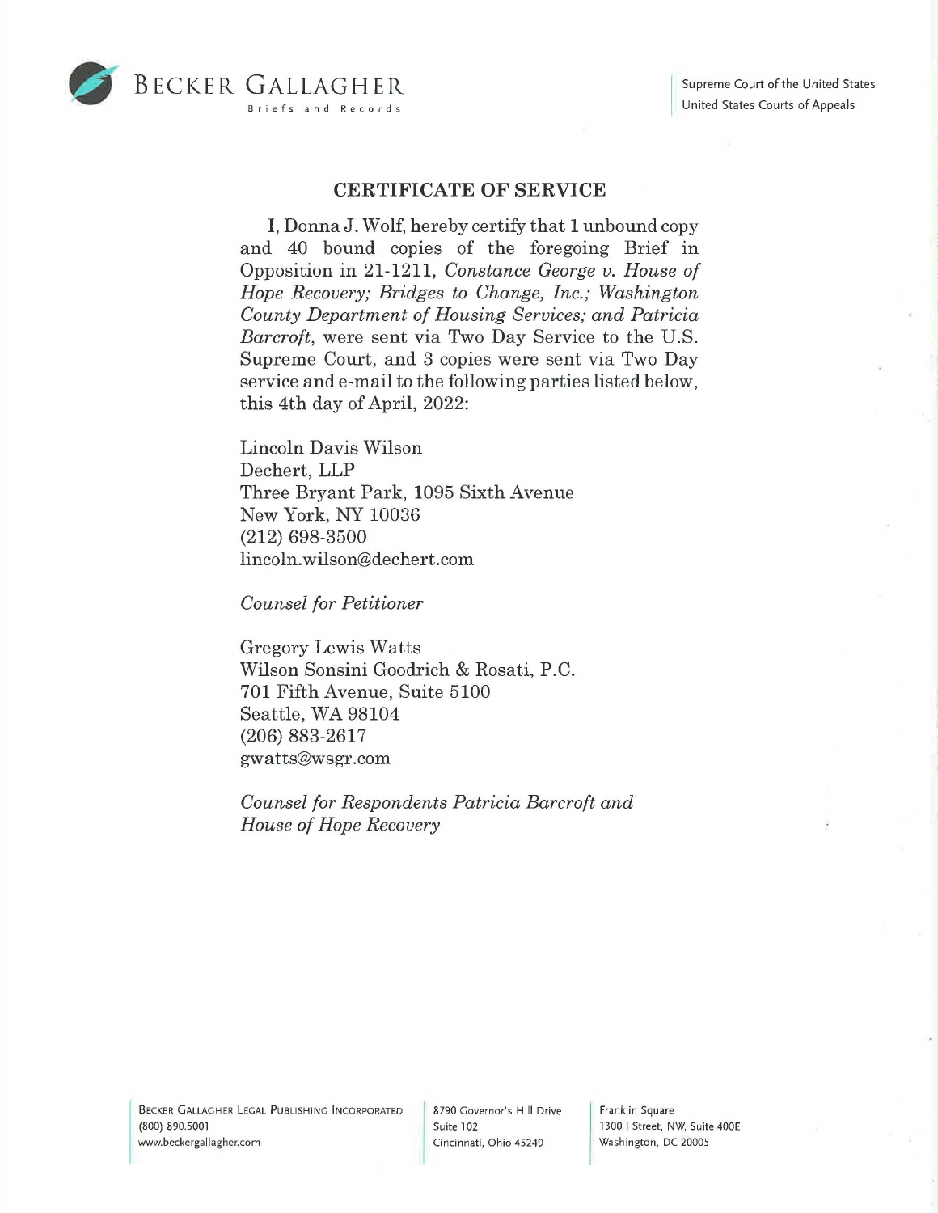BECKER GALLAGHER
Briefs and Records

Supreme Court of the United States
United States Courts of Appeals

## CERTIFICATE OF SERVICE

I, Donna J. Wolf, hereby certify that 1 unbound copy and 40 bound copies of the foregoing Brief in Opposition in 21-1211, *Constance George v. House of Hope Recovery; Bridges to Change, Inc.; Washington County Department of Housing Services; and Patricia Barcroft*, were sent via Two Day Service to the U.S. Supreme Court, and 3 copies were sent via Two Day service and e-mail to the following parties listed below, this 4th day of April, 2022:

Lincoln Davis Wilson
Dechert, LLP
Three Bryant Park, 1095 Sixth Avenue
New York, NY 10036
(212) 698-3500
lincoln.wilson@dechert.com

*Counsel for Petitioner*

Gregory Lewis Watts
Wilson Sonsini Goodrich & Rosati, P.C.
701 Fifth Avenue, Suite 5100
Seattle, WA 98104
(206) 883-2617
gwatts@wsgr.com

*Counsel for Respondents Patricia Barcroft and House of Hope Recovery*

BECKER GALLAGHER LEGAL PUBLISHING INCORPORATED
(800) 890.5001
www.beckergallagher.com

8790 Governor's Hill Drive
Suite 102
Cincinnati, Ohio 45249

Franklin Square
1300 I Street, NW, Suite 400E
Washington, DC 20005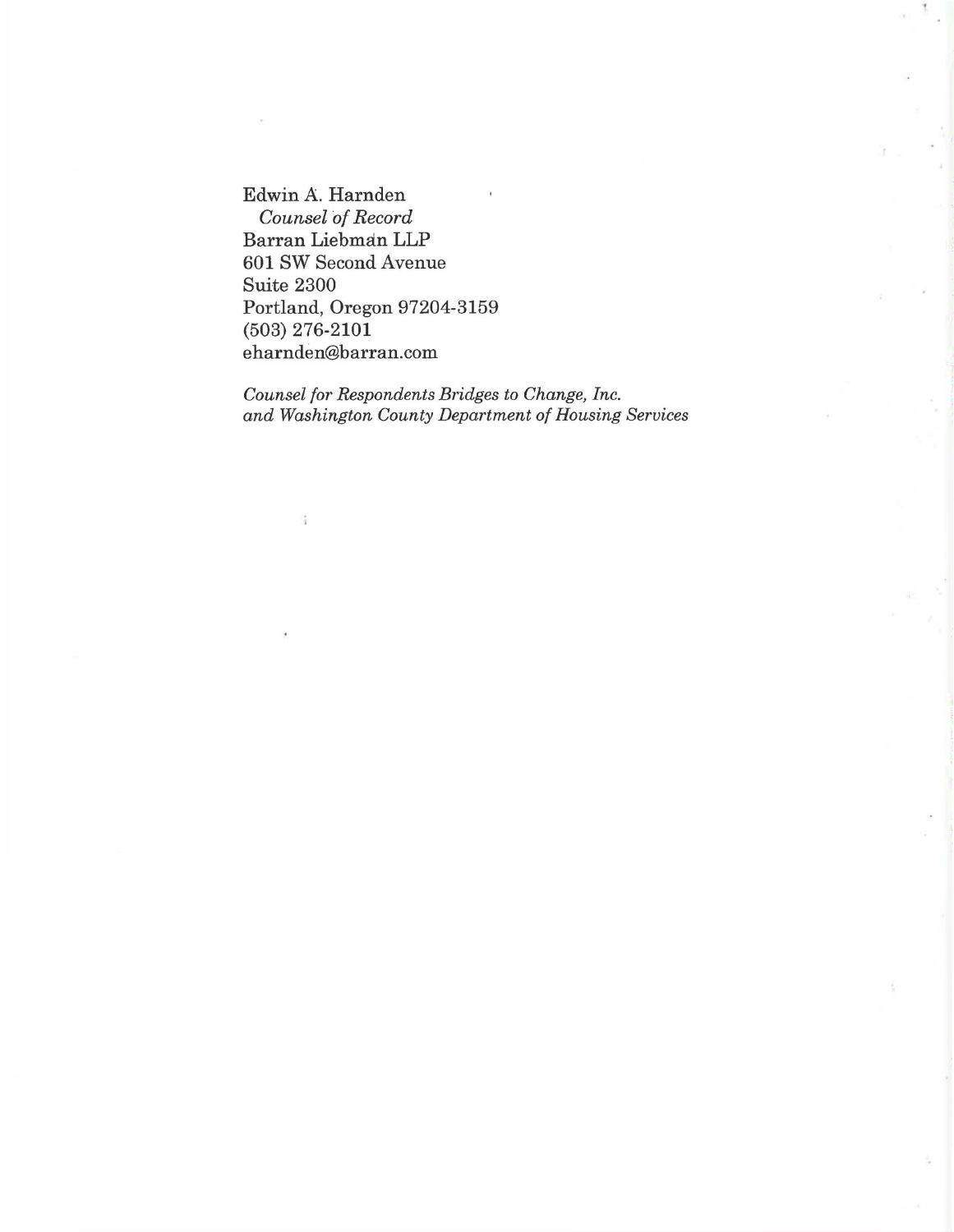Edwin A. Harnden
*Counsel of Record*
Barran Liebman LLP
601 SW Second Avenue
Suite 2300
Portland, Oregon 97204-3159
(503) 276-2101
eharnden@barran.com

*Counsel for Respondents Bridges to Change, Inc. and Washington County Department of Housing Services*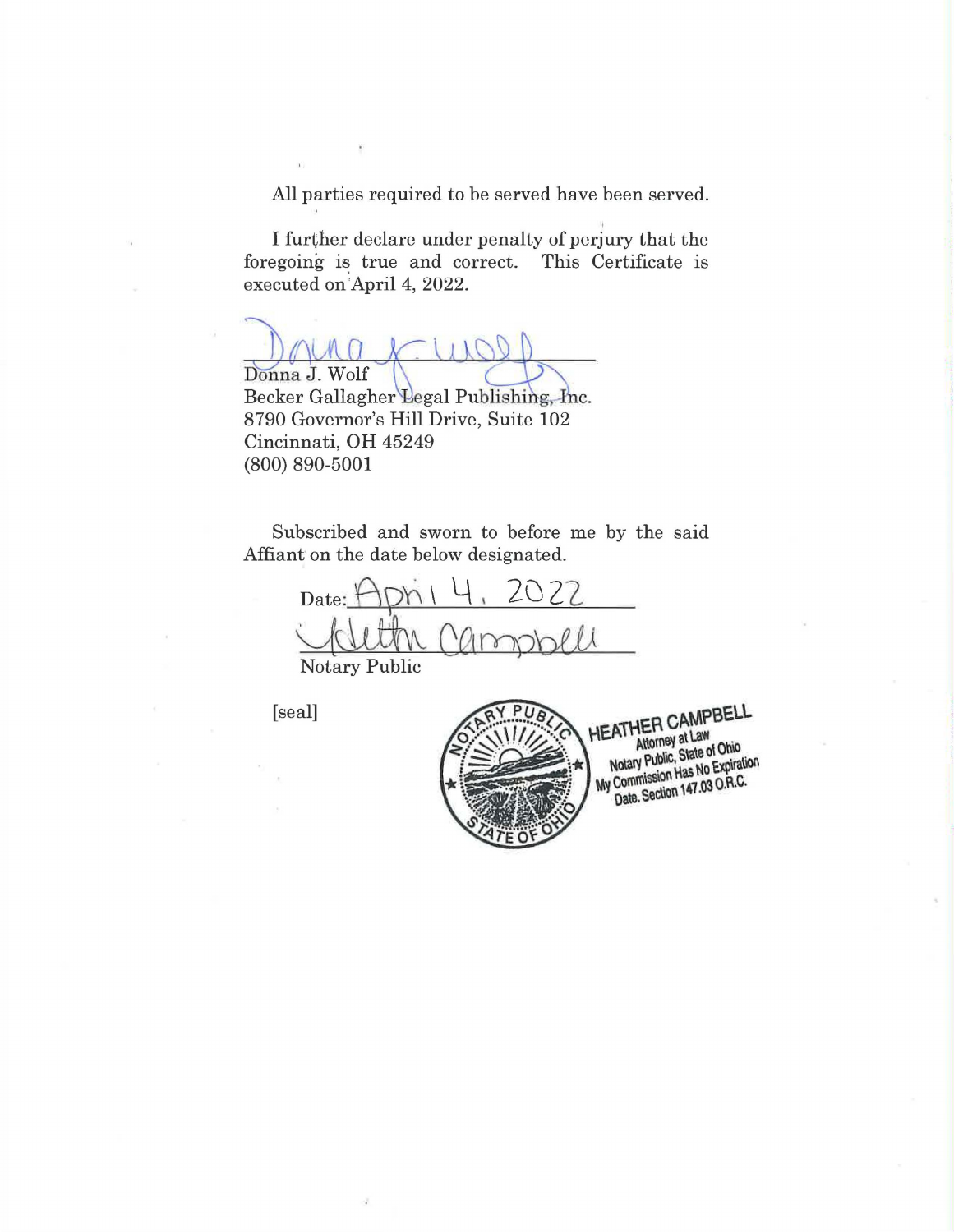All parties required to be served have been served.

I further declare under penalty of perjury that the foregoing is true and correct. This Certificate is executed on April 4, 2022.

Donna J. Wolf
Becker Gallagher Legal Publishing, Inc.
8790 Governor's Hill Drive, Suite 102
Cincinnati, OH 45249
(800) 890-5001

Subscribed and sworn to before me by the said Affiant on the date below designated.

Date: April 4, 2022

Notary Public

[seal]

NOTARY PUBLIC STATE OF OHIO

HEATHER CAMPBELL
Attorney at Law
Notary Public, State of Ohio
My Commission Has No Expiration
Date. Section 147.03 O.R.C.